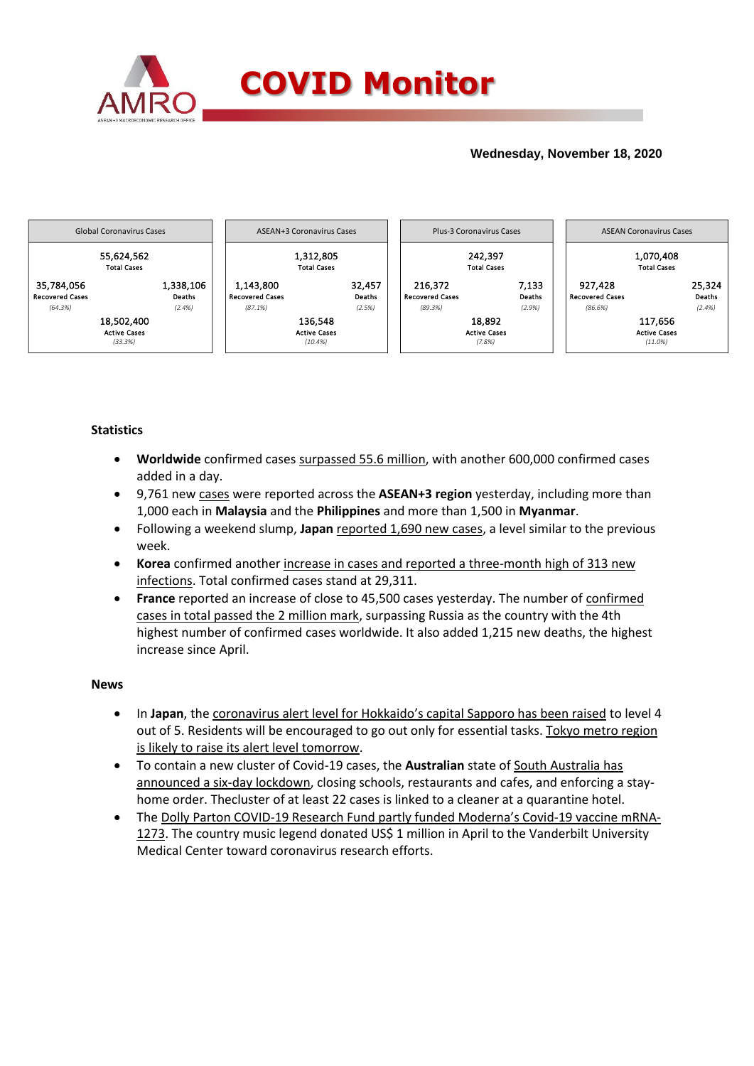# COVID Monitor

**Wednesday, November 18, 2020**

| Global Coronavirus Cases | | ASEAN+3 Coronavirus Cases | | Plus-3 Coronavirus Cases | | ASEAN Coronavirus Cases | |
|---|---|---|---|---|---|---|---|
| 55,624,562 Total Cases | | 1,312,805 Total Cases | | 242,397 Total Cases | | 1,070,408 Total Cases | |
| 35,784,056 Recovered Cases (64.3%) | 1,338,106 Deaths (2.4%) | 1,143,800 Recovered Cases (87.1%) | 32,457 Deaths (2.5%) | 216,372 Recovered Cases (89.3%) | 7,133 Deaths (2.9%) | 927,428 Recovered Cases (86.6%) | 25,324 Deaths (2.4%) |
| 18,502,400 Active Cases (33.3%) | | 136,548 Active Cases (10.4%) | | 18,892 Active Cases (7.8%) | | 117,656 Active Cases (11.0%) | |

## Statistics

- **Worldwide** confirmed cases surpassed 55.6 million, with another 600,000 confirmed cases added in a day.
- 9,761 new cases were reported across the **ASEAN+3 region** yesterday, including more than 1,000 each in **Malaysia** and the **Philippines** and more than 1,500 in **Myanmar**.
- Following a weekend slump, **Japan** reported 1,690 new cases, a level similar to the previous week.
- **Korea** confirmed another increase in cases and reported a three-month high of 313 new infections. Total confirmed cases stand at 29,311.
- **France** reported an increase of close to 45,500 cases yesterday. The number of confirmed cases in total passed the 2 million mark, surpassing Russia as the country with the 4th highest number of confirmed cases worldwide. It also added 1,215 new deaths, the highest increase since April.

## News

- In **Japan**, the coronavirus alert level for Hokkaido's capital Sapporo has been raised to level 4 out of 5. Residents will be encouraged to go out only for essential tasks. Tokyo metro region is likely to raise its alert level tomorrow.
- To contain a new cluster of Covid-19 cases, the **Australian** state of South Australia has announced a six-day lockdown, closing schools, restaurants and cafes, and enforcing a stay-home order. Thecluster of at least 22 cases is linked to a cleaner at a quarantine hotel.
- The Dolly Parton COVID-19 Research Fund partly funded Moderna's Covid-19 vaccine mRNA-1273. The country music legend donated US$ 1 million in April to the Vanderbilt University Medical Center toward coronavirus research efforts.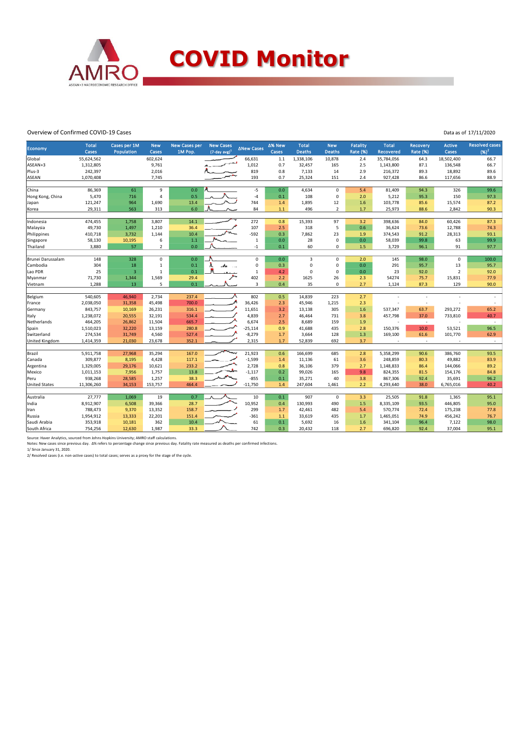# COVID Monitor

Overview of Confirmed COVID-19 Cases

Data as of 17/11/2020

| Economy | Total Cases | Cases per 1M Population | New Cases | New Cases per 1M Pop. | New Cases (7-day avg)[1] | ΔNew Cases | Δ% New Cases | Total Deaths | New Deaths | Fatality Rate (%) | Total Recovered | Recovery Rate (%) | Active Cases | Resolved cases (%)[2] |
|---|---|---|---|---|---|---|---|---|---|---|---|---|---|---|
| Global | 55,624,562 | | 602,624 | | | 66,631 | 1.1 | 1,338,106 | 10,878 | 2.4 | 35,784,056 | 64.3 | 18,502,400 | 66.7 |
| ASEAN+3 | 1,312,805 | | 9,761 | | | 1,012 | 0.7 | 32,457 | 165 | 2.5 | 1,143,800 | 87.1 | 136,548 | 66.7 |
| Plus-3 | 242,397 | | 2,016 | | | 819 | 0.8 | 7,133 | 14 | 2.9 | 216,372 | 89.3 | 18,892 | 89.6 |
| ASEAN | 1,070,408 | | 7,745 | | | 193 | 0.7 | 25,324 | 151 | 2.4 | 927,428 | 86.6 | 117,656 | 88.9 |
| | | | | | | | | | | | | | | |
| China | 86,369 | 61 | 9 | 0.0 | | -5 | 0.0 | 4,634 | 0 | 5.4 | 81,409 | 94.3 | 326 | 99.6 |
| Hong Kong, China | 5,470 | 716 | 4 | 0.5 | | -4 | 0.1 | 108 | 0 | 2.0 | 5,212 | 95.3 | 150 | 97.3 |
| Japan | 121,247 | 964 | 1,690 | 13.4 | | 744 | 1.4 | 1,895 | 12 | 1.6 | 103,778 | 85.6 | 15,574 | 87.2 |
| Korea | 29,311 | 563 | 313 | 6.0 | | 84 | 1.1 | 496 | 2 | 1.7 | 25,973 | 88.6 | 2,842 | 90.3 |
| | | | | | | | | | | | | | | |
| Indonesia | 474,455 | 1,758 | 3,807 | 14.1 | | 272 | 0.8 | 15,393 | 97 | 3.2 | 398,636 | 84.0 | 60,426 | 87.3 |
| Malaysia | 49,730 | 1,497 | 1,210 | 36.4 | | 107 | 2.5 | 318 | 5 | 0.6 | 36,624 | 73.6 | 12,788 | 74.3 |
| Philippines | 410,718 | 3,732 | 1,144 | 10.4 | | -592 | 0.3 | 7,862 | 23 | 1.9 | 374,543 | 91.2 | 28,313 | 93.1 |
| Singapore | 58,130 | 10,195 | 6 | 1.1 | | 1 | 0.0 | 28 | 0 | 0.0 | 58,039 | 99.8 | 63 | 99.9 |
| Thailand | 3,880 | 57 | 2 | 0.0 | | -1 | 0.1 | 60 | 0 | 1.5 | 3,729 | 96.1 | 91 | 97.7 |
| | | | | | | | | | | | | | | |
| Brunei Darussalam | 148 | 328 | 0 | 0.0 | | 0 | 0.0 | 3 | 0 | 2.0 | 145 | 98.0 | 0 | 100.0 |
| Cambodia | 304 | 18 | 1 | 0.1 | | 0 | 0.3 | 0 | 0 | 0.0 | 291 | 95.7 | 13 | 95.7 |
| Lao PDR | 25 | 3 | 1 | 0.1 | | 1 | 4.2 | 0 | 0 | 0.0 | 23 | 92.0 | 2 | 92.0 |
| Myanmar | 71,730 | 1,344 | 1,569 | 29.4 | | 402 | 2.2 | 1625 | 26 | 2.3 | 54274 | 75.7 | 15,831 | 77.9 |
| Vietnam | 1,288 | 13 | 5 | 0.1 | | 3 | 0.4 | 35 | 0 | 2.7 | 1,124 | 87.3 | 129 | 90.0 |
| | | | | | | | | | | | | | | |
| Belgium | 540,605 | 46,940 | 2,734 | 237.4 | | 802 | 0.5 | 14,839 | 223 | 2.7 | - | - | - | - |
| France | 2,038,050 | 31,358 | 45,498 | 700.0 | | 36,426 | 2.3 | 45,946 | 1,215 | 2.3 | - | - | - | - |
| Germany | 843,757 | 10,169 | 26,231 | 316.1 | | 11,651 | 3.2 | 13,138 | 305 | 1.6 | 537,347 | 63.7 | 293,272 | 65.2 |
| Italy | 1,238,072 | 20,555 | 32,191 | 534.4 | | 4,839 | 2.7 | 46,464 | 731 | 3.8 | 457,798 | 37.0 | 733,810 | 40.7 |
| Netherlands | 464,205 | 26,862 | 11,504 | 665.7 | | 6,674 | 2.5 | 8,689 | 159 | 1.9 | - | - | - | - |
| Spain | 1,510,023 | 32,220 | 13,159 | 280.8 | | -25,114 | 0.9 | 41,688 | 435 | 2.8 | 150,376 | 10.0 | 53,521 | 96.5 |
| Switzerland | 274,534 | 31,749 | 4,560 | 527.4 | | -8,279 | 1.7 | 3,664 | 128 | 1.3 | 169,100 | 61.6 | 101,770 | 62.9 |
| United Kingdom | 1,414,359 | 21,030 | 23,678 | 352.1 | | 2,315 | 1.7 | 52,839 | 692 | 3.7 | - | - | - | - |
| | | | | | | | | | | | | | | |
| Brazil | 5,911,758 | 27,968 | 35,294 | 167.0 | | 21,923 | 0.6 | 166,699 | 685 | 2.8 | 5,358,299 | 90.6 | 386,760 | 93.5 |
| Canada | 309,877 | 8,195 | 4,428 | 117.1 | | -1,599 | 1.4 | 11,136 | 61 | 3.6 | 248,859 | 80.3 | 49,882 | 83.9 |
| Argentina | 1,329,005 | 29,176 | 10,621 | 233.2 | | 2,728 | 0.8 | 36,106 | 379 | 2.7 | 1,148,833 | 86.4 | 144,066 | 89.2 |
| Mexico | 1,011,153 | 7,956 | 1,757 | 13.8 | | -1,117 | 0.2 | 99,026 | 165 | 9.8 | 824,355 | 81.5 | 154,176 | 84.8 |
| Peru | 938,268 | 28,585 | 1,257 | 38.3 | | -855 | 0.1 | 35,271 | 40 | 3.8 | 867,306 | 92.4 | 35,691 | 96.2 |
| United States | 11,306,260 | 34,153 | 153,757 | 464.4 | | -11,750 | 1.4 | 247,604 | 1,461 | 2.2 | 4,293,640 | 38.0 | 6,765,016 | 40.2 |
| | | | | | | | | | | | | | | |
| Australia | 27,777 | 1,069 | 19 | 0.7 | | 10 | 0.1 | 907 | 0 | 3.3 | 25,505 | 91.8 | 1,365 | 95.1 |
| India | 8,912,907 | 6,508 | 39,366 | 28.7 | | 10,952 | 0.4 | 130,993 | 490 | 1.5 | 8,335,109 | 93.5 | 446,805 | 95.0 |
| Iran | 788,473 | 9,370 | 13,352 | 158.7 | | 299 | 1.7 | 42,461 | 482 | 5.4 | 570,774 | 72.4 | 175,238 | 77.8 |
| Russia | 1,954,912 | 13,333 | 22,201 | 151.4 | | -361 | 1.1 | 33,619 | 435 | 1.7 | 1,465,051 | 74.9 | 456,242 | 76.7 |
| Saudi Arabia | 353,918 | 10,181 | 362 | 10.4 | | 61 | 0.1 | 5,692 | 16 | 1.6 | 341,104 | 96.4 | 7,122 | 98.0 |
| South Africa | 754,256 | 12,630 | 1,987 | 33.3 | | 742 | 0.3 | 20,432 | 118 | 2.7 | 696,820 | 92.4 | 37,004 | 95.1 |

Source: Haver Analytics, sourced from Johns Hopkins University; AMRO staff calculations.

Notes: New cases since previous day. Δ% refers to percentage change since previous day. Fatality rate measured as deaths per confirmed infections.

1/ Since January 31, 2020.

2/ Resolved cases (i.e. non-active cases) to total cases; serves as a proxy for the stage of the cycle.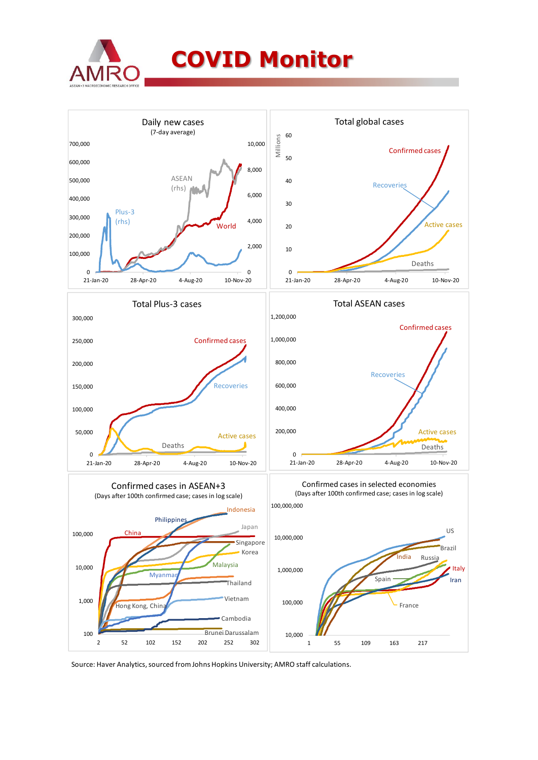# COVID Monitor

AMRO

ASEAN+3 MACROECONOMIC RESEARCH OFFICE

Daily new cases

(7-day average)

700,000
600,000
500,000
400,000
300,000
200,000
100,000
0

10,000
8,000
6,000
4,000
2,000
0

ASEAN (rhs)
Plus-3 (rhs)
World

21-Jan-20 28-Apr-20 4-Aug-20 10-Nov-20

Total global cases

Millions

60
50
40
30
20
10
0

Confirmed cases
Recoveries
Active cases
Deaths

21-Jan-20 28-Apr-20 4-Aug-20 10-Nov-20

Total Plus-3 cases

300,000
250,000
200,000
150,000
100,000
50,000
0

Confirmed cases
Recoveries
Active cases
Deaths

21-Jan-20 28-Apr-20 4-Aug-20 10-Nov-20

Total ASEAN cases

1,200,000
1,000,000
800,000
600,000
400,000
200,000
0

Confirmed cases
Recoveries
Active cases
Deaths

21-Jan-20 28-Apr-20 4-Aug-20 10-Nov-20

Confirmed cases in ASEAN+3

(Days after 100th confirmed case; cases in log scale)

100,000
10,000
1,000
100

Indonesia
Philippines
Japan
China
Singapore
Korea
Malaysia
Myanmar
Thailand
Vietnam
Hong Kong, China
Cambodia
Brunei Darussalam

2 52 102 152 202 252 302

Confirmed cases in selected economies

(Days after 100th confirmed case; cases in log scale)

100,000,000
10,000,000
1,000,000
100,000
10,000

US
Brazil
India
Russia
Italy
Spain
Iran
France

1 55 109 163 217

Source: Haver Analytics, sourced from Johns Hopkins University; AMRO staff calculations.